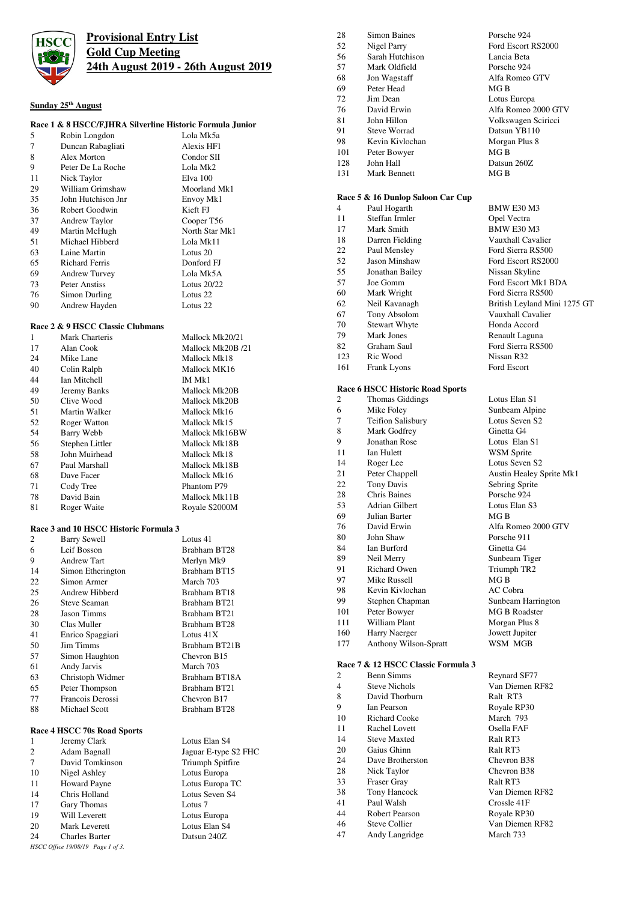# Provisional Entry List
# Gold Cup Meeting
# 24th August 2019 - 26th August 2019

## Sunday 25th August

### Race 1 & 8 HSCC/FJHRA Silverline Historic Formula Junior

| No. | Driver | Car |
|---|---|---|
| 5 | Robin Longdon | Lola Mk5a |
| 7 | Duncan Rabagliati | Alexis HF1 |
| 8 | Alex Morton | Condor SII |
| 9 | Peter De La Roche | Lola Mk2 |
| 11 | Nick Taylor | Elva 100 |
| 29 | William Grimshaw | Moorland Mk1 |
| 35 | John Hutchison Jnr | Envoy Mk1 |
| 36 | Robert Goodwin | Kieft FJ |
| 37 | Andrew Taylor | Cooper T56 |
| 49 | Martin McHugh | North Star Mk1 |
| 51 | Michael Hibberd | Lola Mk11 |
| 63 | Laine Martin | Lotus 20 |
| 65 | Richard Ferris | Donford FJ |
| 69 | Andrew Turvey | Lola Mk5A |
| 73 | Peter Anstiss | Lotus 20/22 |
| 76 | Simon Durling | Lotus 22 |
| 90 | Andrew Hayden | Lotus 22 |

### Race 2 & 9 HSCC Classic Clubmans

| No. | Driver | Car |
|---|---|---|
| 1 | Mark Charteris | Mallock Mk20/21 |
| 17 | Alan Cook | Mallock Mk20B /21 |
| 24 | Mike Lane | Mallock Mk18 |
| 40 | Colin Ralph | Mallock MK16 |
| 44 | Ian Mitchell | IM Mk1 |
| 49 | Jeremy Banks | Mallock Mk20B |
| 50 | Clive Wood | Mallock Mk20B |
| 51 | Martin Walker | Mallock Mk16 |
| 52 | Roger Watton | Mallock Mk15 |
| 54 | Barry Webb | Mallock Mk16BW |
| 56 | Stephen Littler | Mallock Mk18B |
| 58 | John Muirhead | Mallock Mk18 |
| 67 | Paul Marshall | Mallock Mk18B |
| 68 | Dave Facer | Mallock Mk16 |
| 71 | Cody Tree | Phantom P79 |
| 78 | David Bain | Mallock Mk11B |
| 81 | Roger Waite | Royale S2000M |

### Race 3 and 10 HSCC Historic Formula 3

| No. | Driver | Car |
|---|---|---|
| 2 | Barry Sewell | Lotus 41 |
| 6 | Leif Bosson | Brabham BT28 |
| 9 | Andrew Tart | Merlyn Mk9 |
| 14 | Simon Etherington | Brabham BT15 |
| 22 | Simon Armer | March 703 |
| 25 | Andrew Hibberd | Brabham BT18 |
| 26 | Steve Seaman | Brabham BT21 |
| 28 | Jason Timms | Brabham BT21 |
| 30 | Clas Muller | Brabham BT28 |
| 41 | Enrico Spaggiari | Lotus 41X |
| 50 | Jim Timms | Brabham BT21B |
| 57 | Simon Haughton | Chevron B15 |
| 61 | Andy Jarvis | March 703 |
| 63 | Christoph Widmer | Brabham BT18A |
| 65 | Peter Thompson | Brabham BT21 |
| 77 | Francois Derossi | Chevron B17 |
| 88 | Michael Scott | Brabham BT28 |

### Race 4 HSCC 70s Road Sports

| No. | Driver | Car |
|---|---|---|
| 1 | Jeremy Clark | Lotus Elan S4 |
| 2 | Adam Bagnall | Jaguar E-type S2 FHC |
| 7 | David Tomkinson | Triumph Spitfire |
| 10 | Nigel Ashley | Lotus Europa |
| 11 | Howard Payne | Lotus Europa TC |
| 14 | Chris Holland | Lotus Seven S4 |
| 17 | Gary Thomas | Lotus 7 |
| 19 | Will Leverett | Lotus Europa |
| 20 | Mark Leverett | Lotus Elan S4 |
| 24 | Charles Barter | Datsun 240Z |
| 28 | Simon Baines | Porsche 924 |
| 52 | Nigel Parry | Ford Escort RS2000 |
| 56 | Sarah Hutchison | Lancia Beta |
| 57 | Mark Oldfield | Porsche 924 |
| 68 | Jon Wagstaff | Alfa Romeo GTV |
| 69 | Peter Head | MG B |
| 72 | Jim Dean | Lotus Europa |
| 76 | David Erwin | Alfa Romeo 2000 GTV |
| 81 | John Hillon | Volkswagen Scirocco |
| 91 | Steve Worrad | Datsun YB110 |
| 98 | Kevin Kivlochan | Morgan Plus 8 |
| 101 | Peter Bowyer | MG B |
| 128 | John Hall | Datsun 260Z |
| 131 | Mark Bennett | MG B |

### Race 5 & 16 Dunlop Saloon Car Cup

| No. | Driver | Car |
|---|---|---|
| 4 | Paul Hogarth | BMW E30 M3 |
| 11 | Steffan Irmler | Opel Vectra |
| 17 | Mark Smith | BMW E30 M3 |
| 18 | Darren Fielding | Vauxhall Cavalier |
| 22 | Paul Mensley | Ford Sierra RS500 |
| 52 | Jason Minshaw | Ford Escort RS2000 |
| 55 | Jonathan Bailey | Nissan Skyline |
| 57 | Joe Gomm | Ford Escort Mk1 BDA |
| 60 | Mark Wright | Ford Sierra RS500 |
| 62 | Neil Kavanagh | British Leyland Mini 1275 GT |
| 67 | Tony Absolom | Vauxhall Cavalier |
| 70 | Stewart Whyte | Honda Accord |
| 79 | Mark Jones | Renault Laguna |
| 82 | Graham Saul | Ford Sierra RS500 |
| 123 | Ric Wood | Nissan R32 |
| 161 | Frank Lyons | Ford Escort |

### Race 6 HSCC Historic Road Sports

| No. | Driver | Car |
|---|---|---|
| 2 | Thomas Giddings | Lotus Elan S1 |
| 6 | Mike Foley | Sunbeam Alpine |
| 7 | Teifion Salisbury | Lotus Seven S2 |
| 8 | Mark Godfrey | Ginetta G4 |
| 9 | Jonathan Rose | Lotus Elan S1 |
| 11 | Ian Hulett | WSM Sprite |
| 14 | Roger Lee | Lotus Seven S2 |
| 21 | Peter Chappell | Austin Healey Sprite Mk1 |
| 22 | Tony Davis | Sebring Sprite |
| 28 | Chris Baines | Porsche 924 |
| 53 | Adrian Gilbert | Lotus Elan S3 |
| 69 | Julian Barter | MG B |
| 76 | David Erwin | Alfa Romeo 2000 GTV |
| 80 | John Shaw | Porsche 911 |
| 84 | Ian Burford | Ginetta G4 |
| 89 | Neil Merry | Sunbeam Tiger |
| 91 | Richard Owen | Triumph TR2 |
| 97 | Mike Russell | MG B |
| 98 | Kevin Kivlochan | AC Cobra |
| 99 | Stephen Chapman | Sunbeam Harrington |
| 101 | Peter Bowyer | MG B Roadster |
| 111 | William Plant | Morgan Plus 8 |
| 160 | Harry Naerger | Jowett Jupiter |
| 177 | Anthony Wilson-Spratt | WSM MGB |

### Race 7 & 12 HSCC Classic Formula 3

| No. | Driver | Car |
|---|---|---|
| 2 | Benn Simms | Reynard SF77 |
| 4 | Steve Nichols | Van Diemen RF82 |
| 8 | David Thorburn | Ralt RT3 |
| 9 | Ian Pearson | Royale RP30 |
| 10 | Richard Cooke | March 793 |
| 11 | Rachel Lovett | Osella FAF |
| 14 | Steve Maxted | Ralt RT3 |
| 20 | Gaius Ghinn | Ralt RT3 |
| 24 | Dave Brotherston | Chevron B38 |
| 28 | Nick Taylor | Chevron B38 |
| 33 | Fraser Gray | Ralt RT3 |
| 38 | Tony Hancock | Van Diemen RF82 |
| 41 | Paul Walsh | Crossle 41F |
| 44 | Robert Pearson | Royale RP30 |
| 46 | Steve Collier | Van Diemen RF82 |
| 47 | Andy Langridge | March 733 |

*HSCC Office 19/08/19*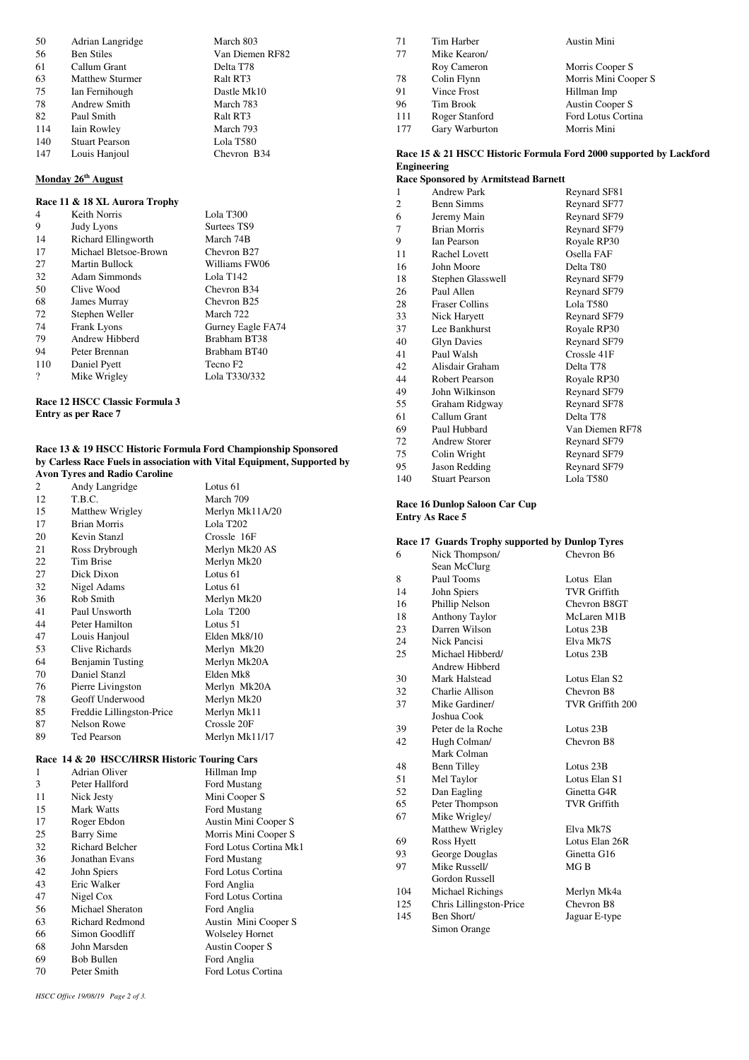| | | |
|---|---|---|
| 50 | Adrian Langridge | March 803 |
| 56 | Ben Stiles | Van Diemen RF82 |
| 61 | Callum Grant | Delta T78 |
| 63 | Matthew Sturmer | Ralt RT3 |
| 75 | Ian Fernihough | Dastle Mk10 |
| 78 | Andrew Smith | March 783 |
| 82 | Paul Smith | Ralt RT3 |
| 114 | Iain Rowley | March 793 |
| 140 | Stuart Pearson | Lola T580 |
| 147 | Louis Hanjoul | Chevron B34 |

## Monday 26th August

**Race 11 & 18 XL Aurora Trophy**

| | | |
|---|---|---|
| 4 | Keith Norris | Lola T300 |
| 9 | Judy Lyons | Surtees TS9 |
| 14 | Richard Ellingworth | March 74B |
| 17 | Michael Bletsoe-Brown | Chevron B27 |
| 27 | Martin Bullock | Williams FW06 |
| 32 | Adam Simmonds | Lola T142 |
| 50 | Clive Wood | Chevron B34 |
| 68 | James Murray | Chevron B25 |
| 72 | Stephen Weller | March 722 |
| 74 | Frank Lyons | Gurney Eagle FA74 |
| 79 | Andrew Hibberd | Brabham BT38 |
| 94 | Peter Brennan | Brabham BT40 |
| 110 | Daniel Pyett | Tecno F2 |
| ? | Mike Wrigley | Lola T330/332 |

**Race 12 HSCC Classic Formula 3**
**Entry as per Race 7**

**Race 13 & 19 HSCC Historic Formula Ford Championship Sponsored by Carless Race Fuels in association with Vital Equipment, Supported by Avon Tyres and Radio Caroline**

| | | |
|---|---|---|
| 2 | Andy Langridge | Lotus 61 |
| 12 | T.B.C. | March 709 |
| 15 | Matthew Wrigley | Merlyn Mk11A/20 |
| 17 | Brian Morris | Lola T202 |
| 20 | Kevin Stanzl | Crossle 16F |
| 21 | Ross Drybrough | Merlyn Mk20 AS |
| 22 | Tim Brise | Merlyn Mk20 |
| 27 | Dick Dixon | Lotus 61 |
| 32 | Nigel Adams | Lotus 61 |
| 36 | Rob Smith | Merlyn Mk20 |
| 41 | Paul Unsworth | Lola T200 |
| 44 | Peter Hamilton | Lotus 51 |
| 47 | Louis Hanjoul | Elden Mk8/10 |
| 53 | Clive Richards | Merlyn Mk20 |
| 64 | Benjamin Tusting | Merlyn Mk20A |
| 70 | Daniel Stanzl | Elden Mk8 |
| 76 | Pierre Livingston | Merlyn Mk20A |
| 78 | Geoff Underwood | Merlyn Mk20 |
| 85 | Freddie Lillingston-Price | Merlyn Mk11 |
| 87 | Nelson Rowe | Crossle 20F |
| 89 | Ted Pearson | Merlyn Mk11/17 |

**Race 14 & 20 HSCC/HRSR Historic Touring Cars**

| | | |
|---|---|---|
| 1 | Adrian Oliver | Hillman Imp |
| 3 | Peter Hallford | Ford Mustang |
| 11 | Nick Jesty | Mini Cooper S |
| 15 | Mark Watts | Ford Mustang |
| 17 | Roger Ebdon | Austin Mini Cooper S |
| 25 | Barry Sime | Morris Mini Cooper S |
| 32 | Richard Belcher | Ford Lotus Cortina Mk1 |
| 36 | Jonathan Evans | Ford Mustang |
| 42 | John Spiers | Ford Lotus Cortina |
| 43 | Eric Walker | Ford Anglia |
| 47 | Nigel Cox | Ford Lotus Cortina |
| 56 | Michael Sheraton | Ford Anglia |
| 63 | Richard Redmond | Austin Mini Cooper S |
| 66 | Simon Goodliff | Wolseley Hornet |
| 68 | John Marsden | Austin Cooper S |
| 69 | Bob Bullen | Ford Anglia |
| 70 | Peter Smith | Ford Lotus Cortina |
| 71 | Tim Harber | Austin Mini |
| 77 | Mike Kearon/ Roy Cameron | Morris Cooper S |
| 78 | Colin Flynn | Morris Mini Cooper S |
| 91 | Vince Frost | Hillman Imp |
| 96 | Tim Brook | Austin Cooper S |
| 111 | Roger Stanford | Ford Lotus Cortina |
| 177 | Gary Warburton | Morris Mini |

**Race 15 & 21 HSCC Historic Formula Ford 2000 supported by Lackford Engineering**
**Race Sponsored by Armitstead Barnett**

| | | |
|---|---|---|
| 1 | Andrew Park | Reynard SF81 |
| 2 | Benn Simms | Reynard SF77 |
| 6 | Jeremy Main | Reynard SF79 |
| 7 | Brian Morris | Reynard SF79 |
| 9 | Ian Pearson | Royale RP30 |
| 11 | Rachel Lovett | Osella FAF |
| 16 | John Moore | Delta T80 |
| 18 | Stephen Glasswell | Reynard SF79 |
| 26 | Paul Allen | Reynard SF79 |
| 28 | Fraser Collins | Lola T580 |
| 33 | Nick Haryett | Reynard SF79 |
| 37 | Lee Bankhurst | Royale RP30 |
| 40 | Glyn Davies | Reynard SF79 |
| 41 | Paul Walsh | Crossle 41F |
| 42 | Alisdair Graham | Delta T78 |
| 44 | Robert Pearson | Royale RP30 |
| 49 | John Wilkinson | Reynard SF79 |
| 55 | Graham Ridgway | Reynard SF78 |
| 61 | Callum Grant | Delta T78 |
| 69 | Paul Hubbard | Van Diemen RF78 |
| 72 | Andrew Storer | Reynard SF79 |
| 75 | Colin Wright | Reynard SF79 |
| 95 | Jason Redding | Reynard SF79 |
| 140 | Stuart Pearson | Lola T580 |

**Race 16 Dunlop Saloon Car Cup**
**Entry As Race 5**

**Race 17 Guards Trophy supported by Dunlop Tyres**

| | | |
|---|---|---|
| 6 | Nick Thompson/ Sean McClurg | Chevron B6 |
| 8 | Paul Tooms | Lotus Elan |
| 14 | John Spiers | TVR Griffith |
| 16 | Phillip Nelson | Chevron B8GT |
| 18 | Anthony Taylor | McLaren M1B |
| 23 | Darren Wilson | Lotus 23B |
| 24 | Nick Pancisi | Elva Mk7S |
| 25 | Michael Hibberd/ Andrew Hibberd | Lotus 23B |
| 30 | Mark Halstead | Lotus Elan S2 |
| 32 | Charlie Allison | Chevron B8 |
| 37 | Mike Gardiner/ Joshua Cook | TVR Griffith 200 |
| 39 | Peter de la Roche | Lotus 23B |
| 42 | Hugh Colman/ Mark Colman | Chevron B8 |
| 48 | Benn Tilley | Lotus 23B |
| 51 | Mel Taylor | Lotus Elan S1 |
| 52 | Dan Eagling | Ginetta G4R |
| 65 | Peter Thompson | TVR Griffith |
| 67 | Mike Wrigley/ Matthew Wrigley | Elva Mk7S |
| 69 | Ross Hyett | Lotus Elan 26R |
| 93 | George Douglas | Ginetta G16 |
| 97 | Mike Russell/ Gordon Russell | MG B |
| 104 | Michael Richings | Merlyn Mk4a |
| 125 | Chris Lillingston-Price | Chevron B8 |
| 145 | Ben Short/ Simon Orange | Jaguar E-type |